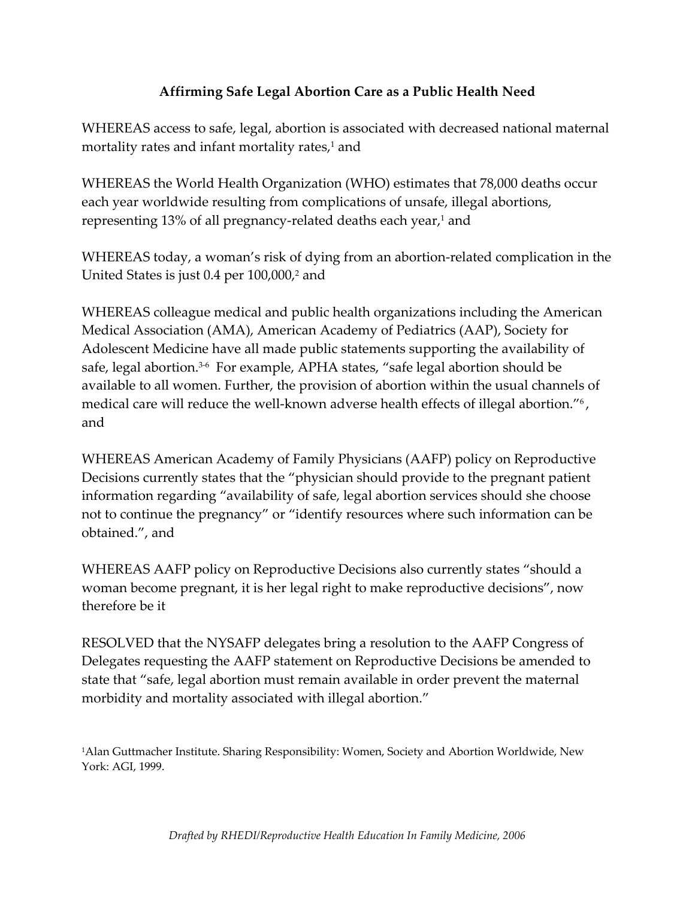# Affirming Safe Legal Abortion Care as a Public Health Need

WHEREAS access to safe, legal, abortion is associated with decreased national maternal mortality rates and infant mortality rates,[1] and

WHEREAS the World Health Organization (WHO) estimates that 78,000 deaths occur each year worldwide resulting from complications of unsafe, illegal abortions, representing 13% of all pregnancy-related deaths each year,[1] and

WHEREAS today, a woman's risk of dying from an abortion-related complication in the United States is just 0.4 per 100,000,[2] and

WHEREAS colleague medical and public health organizations including the American Medical Association (AMA), American Academy of Pediatrics (AAP), Society for Adolescent Medicine have all made public statements supporting the availability of safe, legal abortion.[3-6] For example, APHA states, "safe legal abortion should be available to all women. Further, the provision of abortion within the usual channels of medical care will reduce the well-known adverse health effects of illegal abortion."[6], and

WHEREAS American Academy of Family Physicians (AAFP) policy on Reproductive Decisions currently states that the "physician should provide to the pregnant patient information regarding "availability of safe, legal abortion services should she choose not to continue the pregnancy" or "identify resources where such information can be obtained.", and

WHEREAS AAFP policy on Reproductive Decisions also currently states "should a woman become pregnant, it is her legal right to make reproductive decisions", now therefore be it

RESOLVED that the NYSAFP delegates bring a resolution to the AAFP Congress of Delegates requesting the AAFP statement on Reproductive Decisions be amended to state that "safe, legal abortion must remain available in order prevent the maternal morbidity and mortality associated with illegal abortion."

[1]Alan Guttmacher Institute. Sharing Responsibility: Women, Society and Abortion Worldwide, New York: AGI, 1999.

*Drafted by RHEDI/Reproductive Health Education In Family Medicine, 2006*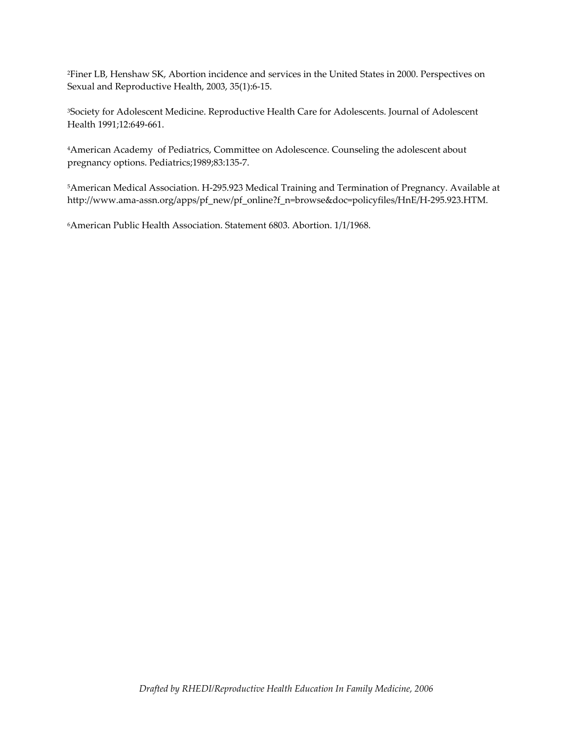[2]Finer LB, Henshaw SK, Abortion incidence and services in the United States in 2000. Perspectives on Sexual and Reproductive Health, 2003, 35(1):6-15.

[3]Society for Adolescent Medicine. Reproductive Health Care for Adolescents. Journal of Adolescent Health 1991;12:649-661.

[4]American Academy of Pediatrics, Committee on Adolescence. Counseling the adolescent about pregnancy options. Pediatrics;1989;83:135-7.

[5]American Medical Association. H-295.923 Medical Training and Termination of Pregnancy. Available at http://www.ama-assn.org/apps/pf_new/pf_online?f_n=browse&doc=policyfiles/HnE/H-295.923.HTM.

[6]American Public Health Association. Statement 6803. Abortion. 1/1/1968.